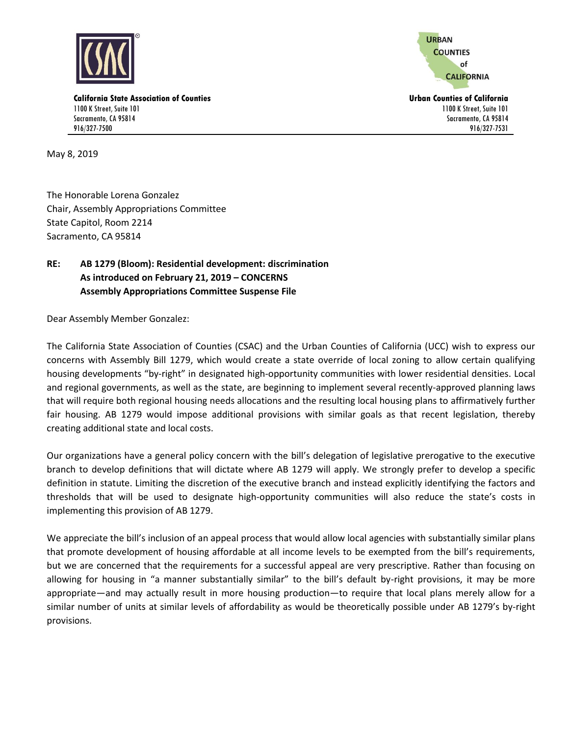**California State Association of Counties**
1100 K Street, Suite 101
Sacramento, CA 95814
916/327-7500

**Urban Counties of California**
1100 K Street, Suite 101
Sacramento, CA 95814
916/327-7531

May 8, 2019

The Honorable Lorena Gonzalez
Chair, Assembly Appropriations Committee
State Capitol, Room 2214
Sacramento, CA 95814

**RE: AB 1279 (Bloom): Residential development: discrimination**
**As introduced on February 21, 2019 – CONCERNS**
**Assembly Appropriations Committee Suspense File**

Dear Assembly Member Gonzalez:

The California State Association of Counties (CSAC) and the Urban Counties of California (UCC) wish to express our concerns with Assembly Bill 1279, which would create a state override of local zoning to allow certain qualifying housing developments "by-right" in designated high-opportunity communities with lower residential densities. Local and regional governments, as well as the state, are beginning to implement several recently-approved planning laws that will require both regional housing needs allocations and the resulting local housing plans to affirmatively further fair housing. AB 1279 would impose additional provisions with similar goals as that recent legislation, thereby creating additional state and local costs.

Our organizations have a general policy concern with the bill's delegation of legislative prerogative to the executive branch to develop definitions that will dictate where AB 1279 will apply. We strongly prefer to develop a specific definition in statute. Limiting the discretion of the executive branch and instead explicitly identifying the factors and thresholds that will be used to designate high-opportunity communities will also reduce the state's costs in implementing this provision of AB 1279.

We appreciate the bill's inclusion of an appeal process that would allow local agencies with substantially similar plans that promote development of housing affordable at all income levels to be exempted from the bill's requirements, but we are concerned that the requirements for a successful appeal are very prescriptive. Rather than focusing on allowing for housing in "a manner substantially similar" to the bill's default by-right provisions, it may be more appropriate—and may actually result in more housing production—to require that local plans merely allow for a similar number of units at similar levels of affordability as would be theoretically possible under AB 1279's by-right provisions.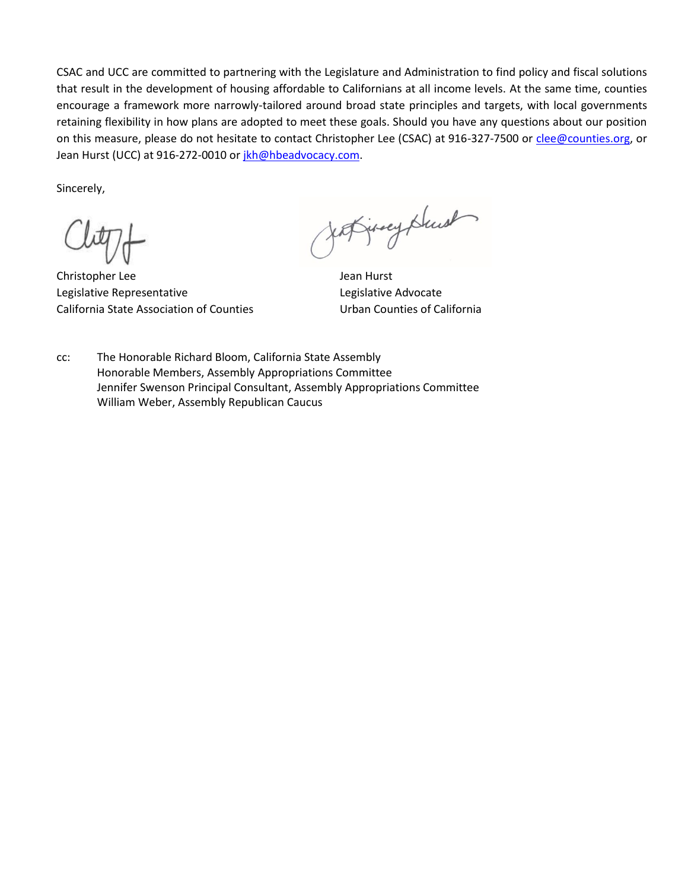CSAC and UCC are committed to partnering with the Legislature and Administration to find policy and fiscal solutions that result in the development of housing affordable to Californians at all income levels. At the same time, counties encourage a framework more narrowly-tailored around broad state principles and targets, with local governments retaining flexibility in how plans are adopted to meet these goals. Should you have any questions about our position on this measure, please do not hesitate to contact Christopher Lee (CSAC) at 916-327-7500 or clee@counties.org, or Jean Hurst (UCC) at 916-272-0010 or jkh@hbeadvocacy.com.

Sincerely,

| | |
|---|---|
| Christopher Lee | Jean Hurst |
| Legislative Representative | Legislative Advocate |
| California State Association of Counties | Urban Counties of California |

cc: The Honorable Richard Bloom, California State Assembly
Honorable Members, Assembly Appropriations Committee
Jennifer Swenson Principal Consultant, Assembly Appropriations Committee
William Weber, Assembly Republican Caucus